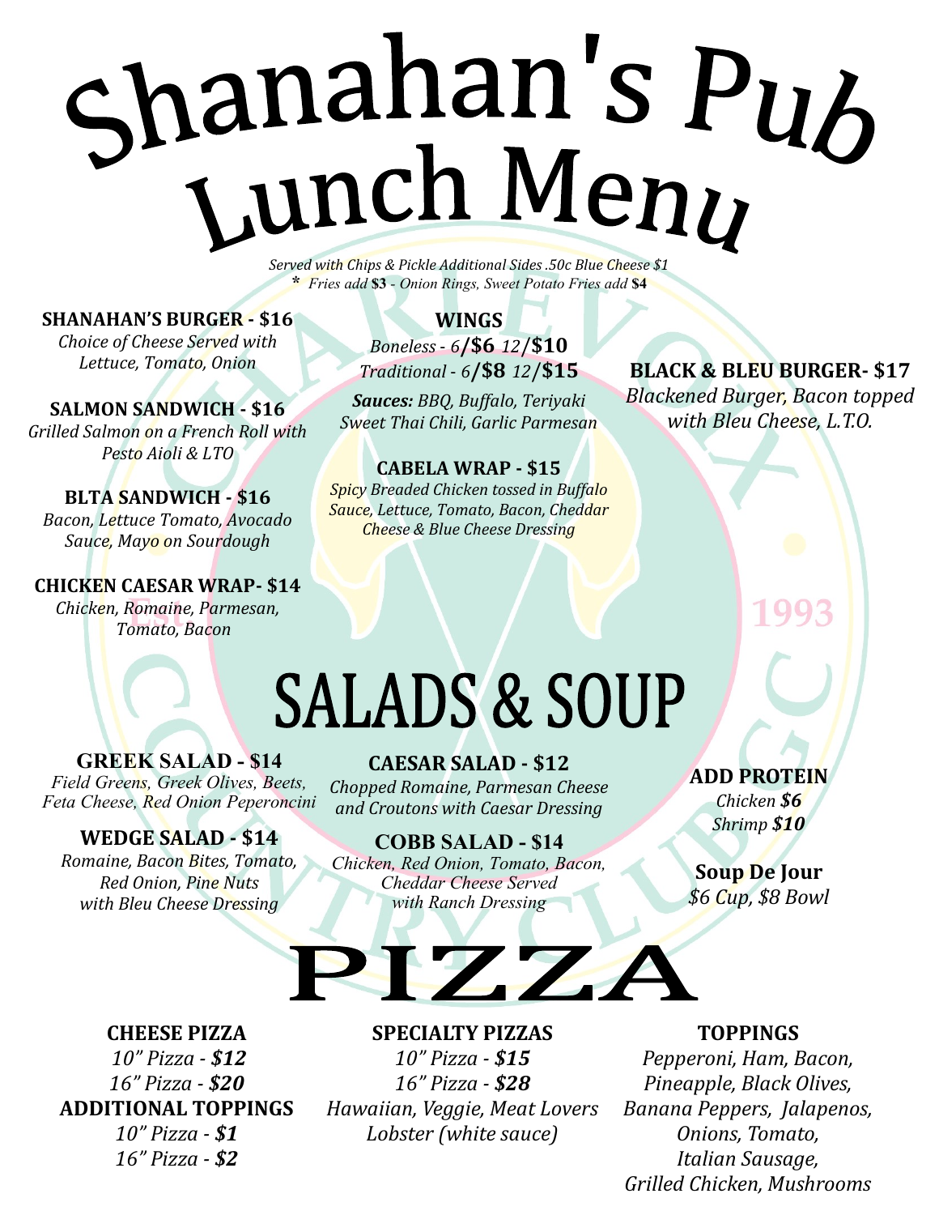# Shanahan's Pub Lunch Menu

*Served with Chips & Pickle Additional Sides .50c Blue Cheese $1*
** Fries add **$3** - Onion Rings, Sweet Potato Fries add **$4***

**SHANAHAN'S BURGER - $16**
*Choice of Cheese Served with Lettuce, Tomato, Onion*

**SALMON SANDWICH - $16**
*Grilled Salmon on a French Roll with Pesto Aioli & LTO*

**BLTA SANDWICH - $16**
*Bacon, Lettuce Tomato, Avocado Sauce, Mayo on Sourdough*

**CHICKEN CAESAR WRAP- $14**
*Chicken, Romaine, Parmesan, Tomato, Bacon*

**WINGS**
*Boneless - 6*/**$6** *12*/**$10**
*Traditional - 6*/**$8** *12*/**$15**

***Sauces:** BBQ, Buffalo, Teriyaki Sweet Thai Chili, Garlic Parmesan*

**CABELA WRAP - $15**
*Spicy Breaded Chicken tossed in Buffalo Sauce, Lettuce, Tomato, Bacon, Cheddar Cheese & Blue Cheese Dressing*

**BLACK & BLEU BURGER- $17**
*Blackened Burger, Bacon topped with Bleu Cheese, L.T.O.*

## SALADS & SOUP

**GREEK SALAD - $14**
*Field Greens, Greek Olives, Beets, Feta Cheese, Red Onion Peperoncini*

**WEDGE SALAD - $14**
*Romaine, Bacon Bites, Tomato, Red Onion, Pine Nuts with Bleu Cheese Dressing*

**CAESAR SALAD - $12**
*Chopped Romaine, Parmesan Cheese and Croutons with Caesar Dressing*

**COBB SALAD - $14**
*Chicken, Red Onion, Tomato, Bacon, Cheddar Cheese Served with Ranch Dressing*

**ADD PROTEIN**
*Chicken **$6***
*Shrimp **$10***

**Soup De Jour**
*$6 Cup, $8 Bowl*

## PIZZA

**CHEESE PIZZA**
*10" Pizza - **$12***
*16" Pizza - **$20***

**ADDITIONAL TOPPINGS**
*10" Pizza - **$1***
*16" Pizza - **$2***

**SPECIALTY PIZZAS**
*10" Pizza - **$15***
*16" Pizza - **$28***
*Hawaiian, Veggie, Meat Lovers*
*Lobster (white sauce)*

**TOPPINGS**
*Pepperoni, Ham, Bacon, Pineapple, Black Olives, Banana Peppers, Jalapenos, Onions, Tomato, Italian Sausage, Grilled Chicken, Mushrooms*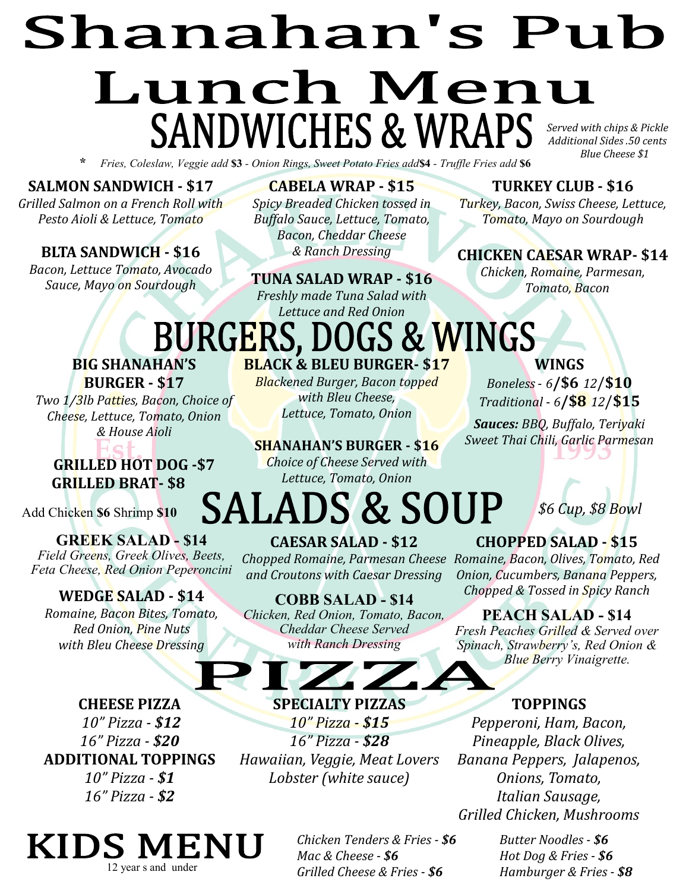# Shanahan's Pub Lunch Menu

## SANDWICHES & WRAPS

*Served with chips & Pickle*
*Additional Sides .50 cents*
*Blue Cheese $1*

* *Fries, Coleslaw, Veggie add* **$3** *- Onion Rings, Sweet Potato Fries add* **$4** *- Truffle Fries add* **$6**

**SALMON SANDWICH - $17**
*Grilled Salmon on a French Roll with Pesto Aioli & Lettuce, Tomato*

**BLTA SANDWICH - $16**
*Bacon, Lettuce Tomato, Avocado Sauce, Mayo on Sourdough*

**CABELA WRAP - $15**
*Spicy Breaded Chicken tossed in Buffalo Sauce, Lettuce, Tomato, Bacon, Cheddar Cheese & Ranch Dressing*

**TUNA SALAD WRAP - $16**
*Freshly made Tuna Salad with Lettuce and Red Onion*

**TURKEY CLUB - $16**
*Turkey, Bacon, Swiss Cheese, Lettuce, Tomato, Mayo on Sourdough*

**CHICKEN CAESAR WRAP- $14**
*Chicken, Romaine, Parmesan, Tomato, Bacon*

## BURGERS, DOGS & WINGS

**BIG SHANAHAN'S BURGER - $17**
*Two 1/3lb Patties, Bacon, Choice of Cheese, Lettuce, Tomato, Onion & House Aioli*

**GRILLED HOT DOG -$7**
**GRILLED BRAT- $8**

**BLACK & BLEU BURGER- $17**
*Blackened Burger, Bacon topped with Bleu Cheese, Lettuce, Tomato, Onion*

**SHANAHAN'S BURGER - $16**
*Choice of Cheese Served with Lettuce, Tomato, Onion*

**WINGS**
*Boneless - 6*/**$6** *12*/**$10**
*Traditional - 6*/**$8** *12*/**$15**

***Sauces:*** *BBQ, Buffalo, Teriyaki Sweet Thai Chili, Garlic Parmesan*

## SALADS & SOUP

Add Chicken **$6** Shrimp **$10**

*$6 Cup, $8 Bowl*

**GREEK SALAD - $14**
*Field Greens, Greek Olives, Beets, Feta Cheese, Red Onion Peperoncini*

**WEDGE SALAD - $14**
*Romaine, Bacon Bites, Tomato, Red Onion, Pine Nuts with Bleu Cheese Dressing*

**CAESAR SALAD - $12**
*Chopped Romaine, Parmesan Cheese and Croutons with Caesar Dressing*

**COBB SALAD - $14**
*Chicken, Red Onion, Tomato, Bacon, Cheddar Cheese Served with Ranch Dressing*

**CHOPPED SALAD - $15**
*Romaine, Bacon, Olives, Tomato, Red Onion, Cucumbers, Banana Peppers, Chopped & Tossed in Spicy Ranch*

**PEACH SALAD - $14**
*Fresh Peaches Grilled & Served over Spinach, Strawberry's, Red Onion & Blue Berry Vinaigrette.*

## PIZZA

**CHEESE PIZZA**
*10" Pizza -* ***$12***
*16" Pizza -* ***$20***

**ADDITIONAL TOPPINGS**
*10" Pizza -* ***$1***
*16" Pizza -* ***$2***

**SPECIALTY PIZZAS**
*10" Pizza -* ***$15***
*16" Pizza -* ***$28***
*Hawaiian, Veggie, Meat Lovers Lobster (white sauce)*

**TOPPINGS**
*Pepperoni, Ham, Bacon, Pineapple, Black Olives, Banana Peppers, Jalapenos, Onions, Tomato, Italian Sausage, Grilled Chicken, Mushrooms*

## KIDS MENU

12 year s and under

*Chicken Tenders & Fries -* ***$6***
*Mac & Cheese -* ***$6***
*Grilled Cheese & Fries -* ***$6***
*Butter Noodles -* ***$6***
*Hot Dog & Fries -* ***$6***
*Hamburger & Fries -* ***$8***